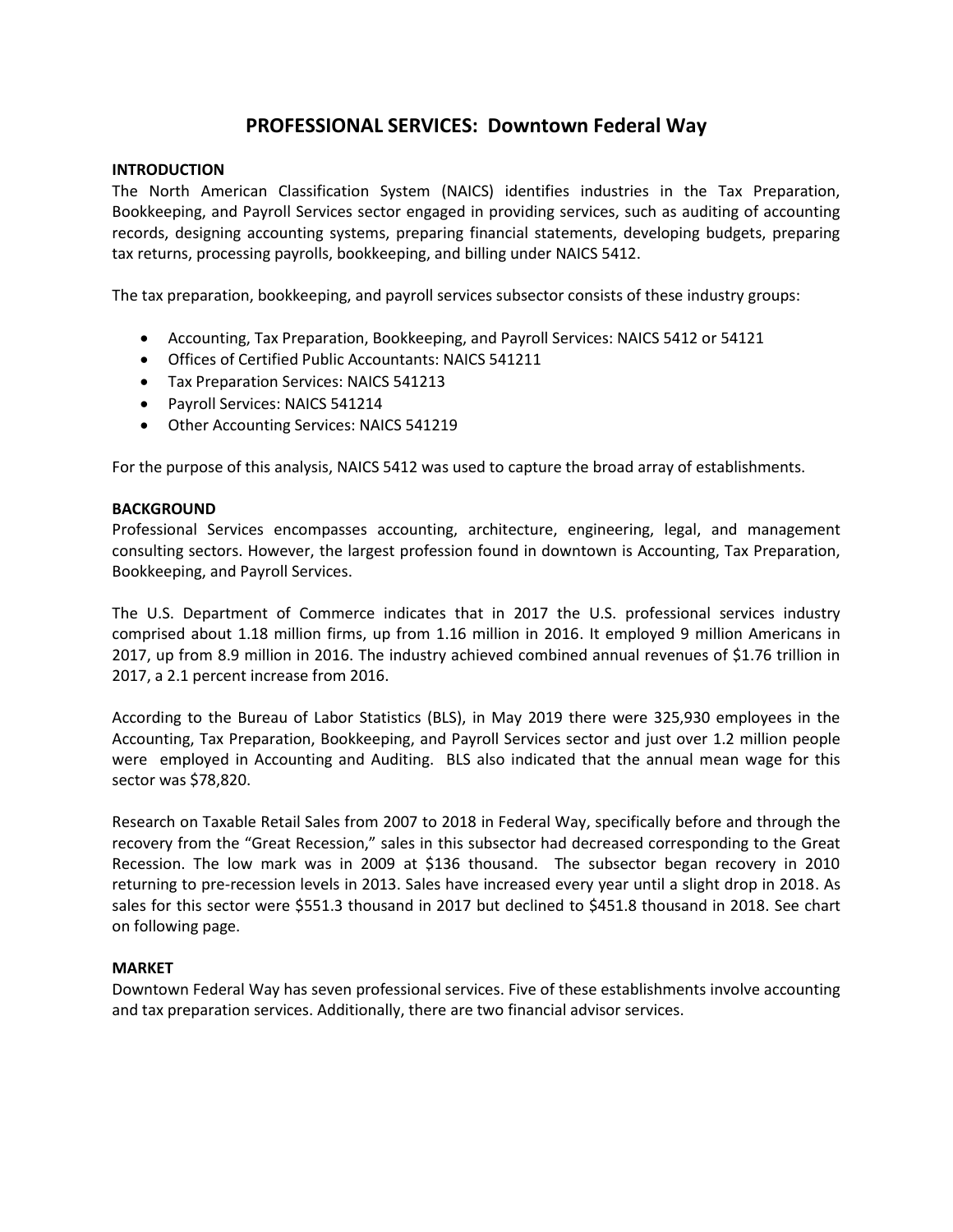# PROFESSIONAL SERVICES: Downtown Federal Way

**INTRODUCTION**

The North American Classification System (NAICS) identifies industries in the Tax Preparation, Bookkeeping, and Payroll Services sector engaged in providing services, such as auditing of accounting records, designing accounting systems, preparing financial statements, developing budgets, preparing tax returns, processing payrolls, bookkeeping, and billing under NAICS 5412.

The tax preparation, bookkeeping, and payroll services subsector consists of these industry groups:

- Accounting, Tax Preparation, Bookkeeping, and Payroll Services: NAICS 5412 or 54121
- Offices of Certified Public Accountants: NAICS 541211
- Tax Preparation Services: NAICS 541213
- Payroll Services: NAICS 541214
- Other Accounting Services: NAICS 541219

For the purpose of this analysis, NAICS 5412 was used to capture the broad array of establishments.

**BACKGROUND**

Professional Services encompasses accounting, architecture, engineering, legal, and management consulting sectors. However, the largest profession found in downtown is Accounting, Tax Preparation, Bookkeeping, and Payroll Services.

The U.S. Department of Commerce indicates that in 2017 the U.S. professional services industry comprised about 1.18 million firms, up from 1.16 million in 2016. It employed 9 million Americans in 2017, up from 8.9 million in 2016. The industry achieved combined annual revenues of $1.76 trillion in 2017, a 2.1 percent increase from 2016.

According to the Bureau of Labor Statistics (BLS), in May 2019 there were 325,930 employees in the Accounting, Tax Preparation, Bookkeeping, and Payroll Services sector and just over 1.2 million people were employed in Accounting and Auditing. BLS also indicated that the annual mean wage for this sector was $78,820.

Research on Taxable Retail Sales from 2007 to 2018 in Federal Way, specifically before and through the recovery from the "Great Recession," sales in this subsector had decreased corresponding to the Great Recession. The low mark was in 2009 at $136 thousand. The subsector began recovery in 2010 returning to pre-recession levels in 2013. Sales have increased every year until a slight drop in 2018. As sales for this sector were $551.3 thousand in 2017 but declined to $451.8 thousand in 2018. See chart on following page.

**MARKET**

Downtown Federal Way has seven professional services. Five of these establishments involve accounting and tax preparation services. Additionally, there are two financial advisor services.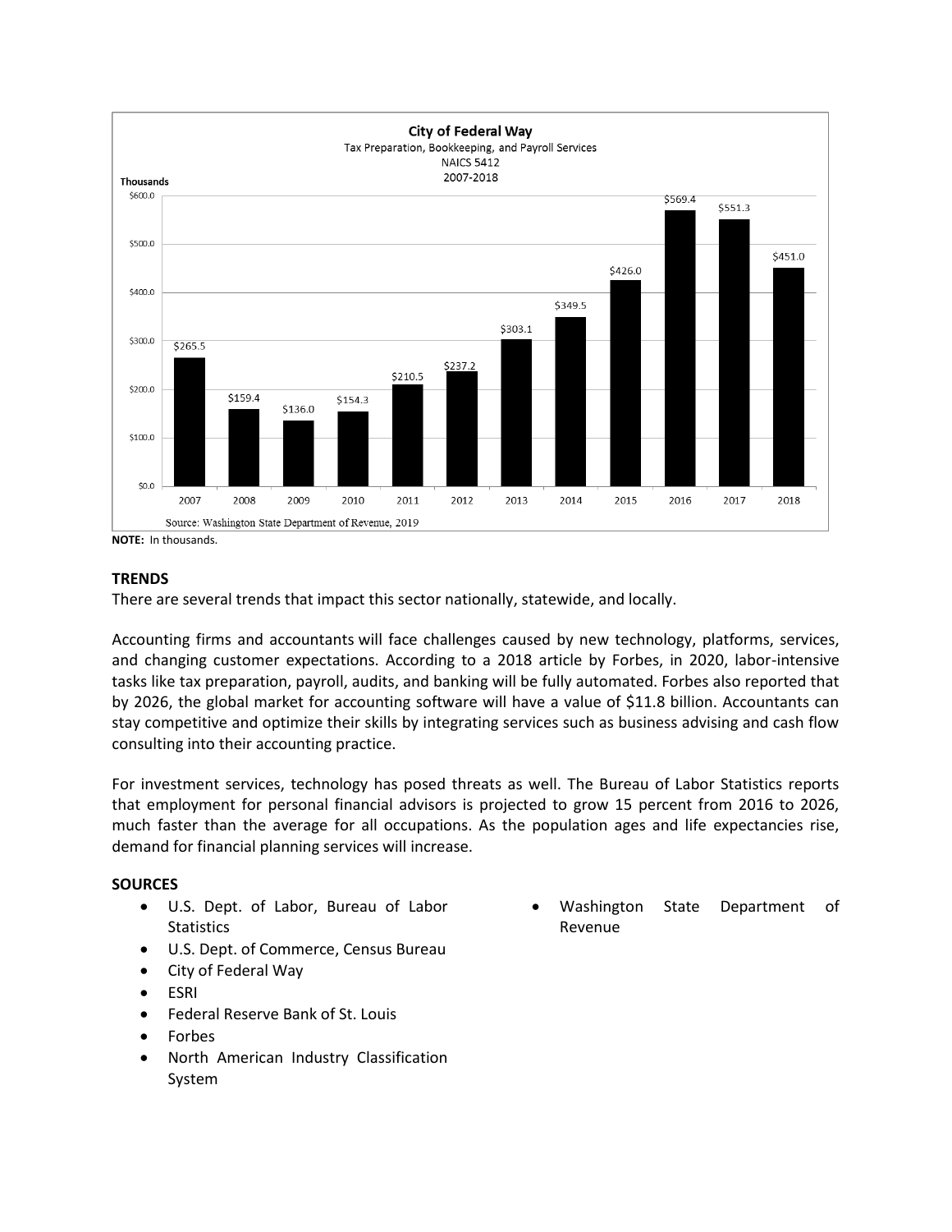**City of Federal Way**
Tax Preparation, Bookkeeping, and Payroll Services
NAICS 5412
2007-2018

Thousands

| Year | Value |
|---|---|
| 2007 | $265.5 |
| 2008 | $159.4 |
| 2009 | $136.0 |
| 2010 | $154.3 |
| 2011 | $210.5 |
| 2012 | $237.2 |
| 2013 | $303.1 |
| 2014 | $349.5 |
| 2015 | $426.0 |
| 2016 | $569.4 |
| 2017 | $551.3 |
| 2018 | $451.0 |

Source: Washington State Department of Revenue, 2019

**NOTE:** In thousands.

## TRENDS

There are several trends that impact this sector nationally, statewide, and locally.

Accounting firms and accountants will face challenges caused by new technology, platforms, services, and changing customer expectations. According to a 2018 article by Forbes, in 2020, labor-intensive tasks like tax preparation, payroll, audits, and banking will be fully automated. Forbes also reported that by 2026, the global market for accounting software will have a value of $11.8 billion. Accountants can stay competitive and optimize their skills by integrating services such as business advising and cash flow consulting into their accounting practice.

For investment services, technology has posed threats as well. The Bureau of Labor Statistics reports that employment for personal financial advisors is projected to grow 15 percent from 2016 to 2026, much faster than the average for all occupations. As the population ages and life expectancies rise, demand for financial planning services will increase.

## SOURCES

- U.S. Dept. of Labor, Bureau of Labor Statistics
- U.S. Dept. of Commerce, Census Bureau
- City of Federal Way
- ESRI
- Federal Reserve Bank of St. Louis
- Forbes
- North American Industry Classification System
- Washington State Department of Revenue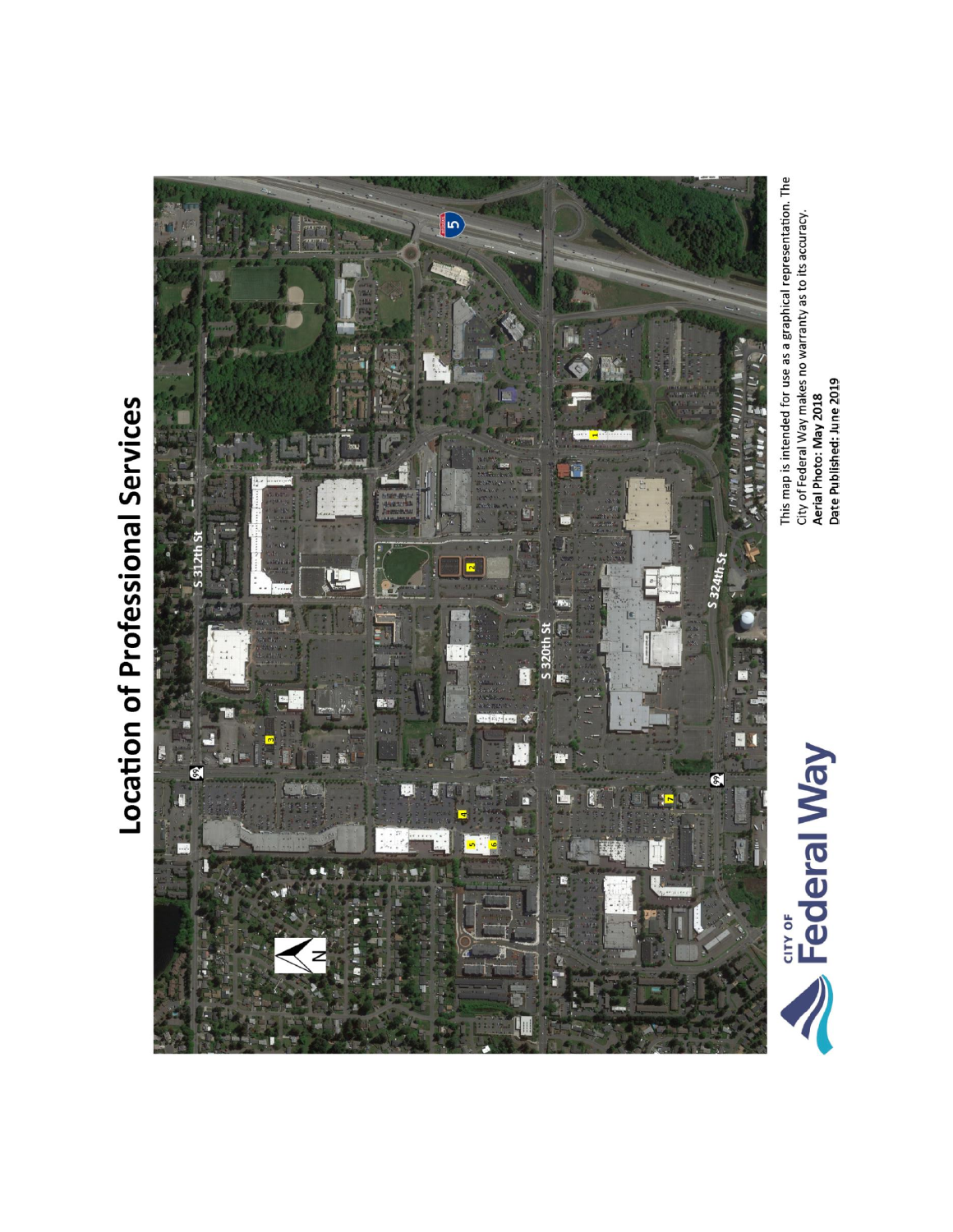# Location of Professional Services

S 312th St

S 320th St

S 324th St

This map is intended for use as a graphical representation. The City of Federal Way makes no warranty as to its accuracy.

**Aerial Photo: May 2018**

**Date Published: June 2019**

CITY OF Federal Way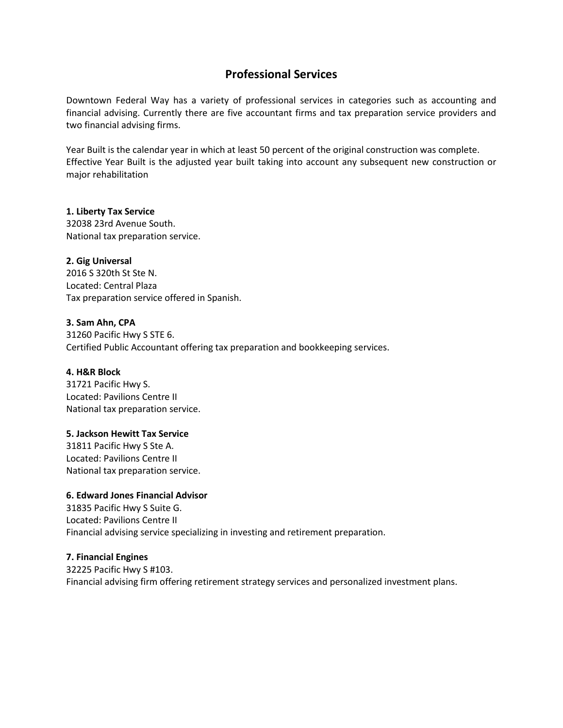# Professional Services

Downtown Federal Way has a variety of professional services in categories such as accounting and financial advising. Currently there are five accountant firms and tax preparation service providers and two financial advising firms.

Year Built is the calendar year in which at least 50 percent of the original construction was complete. Effective Year Built is the adjusted year built taking into account any subsequent new construction or major rehabilitation

**1. Liberty Tax Service**
32038 23rd Avenue South.
National tax preparation service.

**2. Gig Universal**
2016 S 320th St Ste N.
Located: Central Plaza
Tax preparation service offered in Spanish.

**3. Sam Ahn, CPA**
31260 Pacific Hwy S STE 6.
Certified Public Accountant offering tax preparation and bookkeeping services.

**4. H&R Block**
31721 Pacific Hwy S.
Located: Pavilions Centre II
National tax preparation service.

**5. Jackson Hewitt Tax Service**
31811 Pacific Hwy S Ste A.
Located: Pavilions Centre II
National tax preparation service.

**6. Edward Jones Financial Advisor**
31835 Pacific Hwy S Suite G.
Located: Pavilions Centre II
Financial advising service specializing in investing and retirement preparation.

**7. Financial Engines**
32225 Pacific Hwy S #103.
Financial advising firm offering retirement strategy services and personalized investment plans.